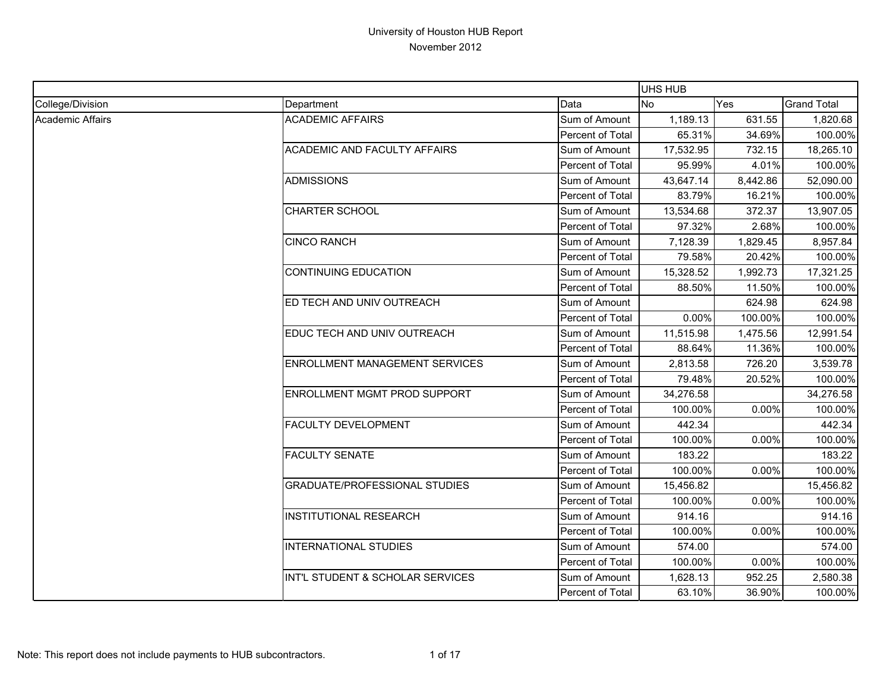# University of Houston HUB Report

November 2012

| | | | UHS HUB | | |
|---|---|---|---|---|---|
| College/Division | Department | Data | No | Yes | Grand Total |
| Academic Affairs | ACADEMIC AFFAIRS | Sum of Amount | 1,189.13 | 631.55 | 1,820.68 |
| | | Percent of Total | 65.31% | 34.69% | 100.00% |
| | ACADEMIC AND FACULTY AFFAIRS | Sum of Amount | 17,532.95 | 732.15 | 18,265.10 |
| | | Percent of Total | 95.99% | 4.01% | 100.00% |
| | ADMISSIONS | Sum of Amount | 43,647.14 | 8,442.86 | 52,090.00 |
| | | Percent of Total | 83.79% | 16.21% | 100.00% |
| | CHARTER SCHOOL | Sum of Amount | 13,534.68 | 372.37 | 13,907.05 |
| | | Percent of Total | 97.32% | 2.68% | 100.00% |
| | CINCO RANCH | Sum of Amount | 7,128.39 | 1,829.45 | 8,957.84 |
| | | Percent of Total | 79.58% | 20.42% | 100.00% |
| | CONTINUING EDUCATION | Sum of Amount | 15,328.52 | 1,992.73 | 17,321.25 |
| | | Percent of Total | 88.50% | 11.50% | 100.00% |
| | ED TECH AND UNIV OUTREACH | Sum of Amount | | 624.98 | 624.98 |
| | | Percent of Total | 0.00% | 100.00% | 100.00% |
| | EDUC TECH AND UNIV OUTREACH | Sum of Amount | 11,515.98 | 1,475.56 | 12,991.54 |
| | | Percent of Total | 88.64% | 11.36% | 100.00% |
| | ENROLLMENT MANAGEMENT SERVICES | Sum of Amount | 2,813.58 | 726.20 | 3,539.78 |
| | | Percent of Total | 79.48% | 20.52% | 100.00% |
| | ENROLLMENT MGMT PROD SUPPORT | Sum of Amount | 34,276.58 | | 34,276.58 |
| | | Percent of Total | 100.00% | 0.00% | 100.00% |
| | FACULTY DEVELOPMENT | Sum of Amount | 442.34 | | 442.34 |
| | | Percent of Total | 100.00% | 0.00% | 100.00% |
| | FACULTY SENATE | Sum of Amount | 183.22 | | 183.22 |
| | | Percent of Total | 100.00% | 0.00% | 100.00% |
| | GRADUATE/PROFESSIONAL STUDIES | Sum of Amount | 15,456.82 | | 15,456.82 |
| | | Percent of Total | 100.00% | 0.00% | 100.00% |
| | INSTITUTIONAL RESEARCH | Sum of Amount | 914.16 | | 914.16 |
| | | Percent of Total | 100.00% | 0.00% | 100.00% |
| | INTERNATIONAL STUDIES | Sum of Amount | 574.00 | | 574.00 |
| | | Percent of Total | 100.00% | 0.00% | 100.00% |
| | INT'L STUDENT & SCHOLAR SERVICES | Sum of Amount | 1,628.13 | 952.25 | 2,580.38 |
| | | Percent of Total | 63.10% | 36.90% | 100.00% |

Note: This report does not include payments to HUB subcontractors.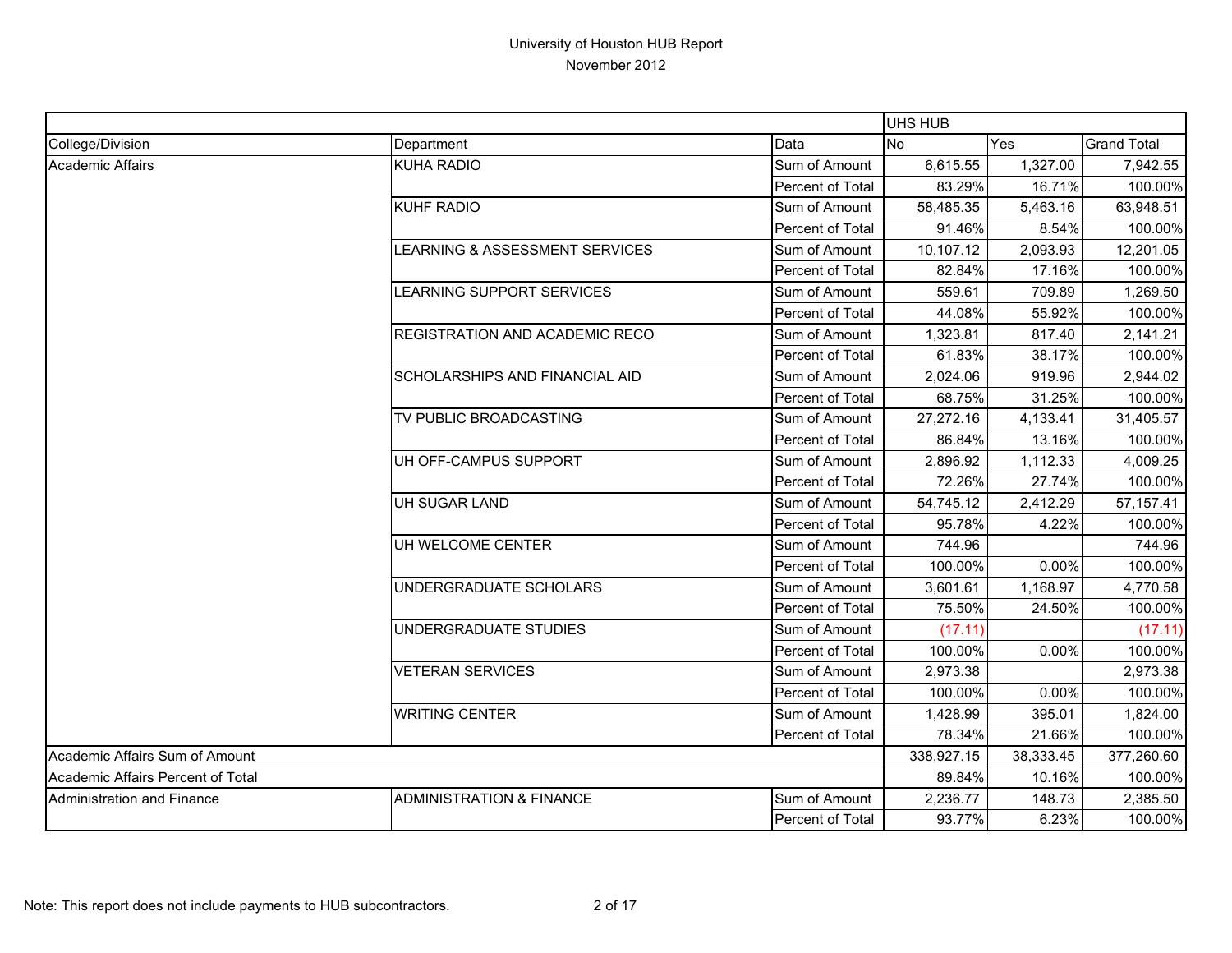# University of Houston HUB Report

November 2012

| | | | UHS HUB | | |
|---|---|---|---|---|---|
| College/Division | Department | Data | No | Yes | Grand Total |
| Academic Affairs | KUHA RADIO | Sum of Amount | 6,615.55 | 1,327.00 | 7,942.55 |
| | | Percent of Total | 83.29% | 16.71% | 100.00% |
| | KUHF RADIO | Sum of Amount | 58,485.35 | 5,463.16 | 63,948.51 |
| | | Percent of Total | 91.46% | 8.54% | 100.00% |
| | LEARNING & ASSESSMENT SERVICES | Sum of Amount | 10,107.12 | 2,093.93 | 12,201.05 |
| | | Percent of Total | 82.84% | 17.16% | 100.00% |
| | LEARNING SUPPORT SERVICES | Sum of Amount | 559.61 | 709.89 | 1,269.50 |
| | | Percent of Total | 44.08% | 55.92% | 100.00% |
| | REGISTRATION AND ACADEMIC RECO | Sum of Amount | 1,323.81 | 817.40 | 2,141.21 |
| | | Percent of Total | 61.83% | 38.17% | 100.00% |
| | SCHOLARSHIPS AND FINANCIAL AID | Sum of Amount | 2,024.06 | 919.96 | 2,944.02 |
| | | Percent of Total | 68.75% | 31.25% | 100.00% |
| | TV PUBLIC BROADCASTING | Sum of Amount | 27,272.16 | 4,133.41 | 31,405.57 |
| | | Percent of Total | 86.84% | 13.16% | 100.00% |
| | UH OFF-CAMPUS SUPPORT | Sum of Amount | 2,896.92 | 1,112.33 | 4,009.25 |
| | | Percent of Total | 72.26% | 27.74% | 100.00% |
| | UH SUGAR LAND | Sum of Amount | 54,745.12 | 2,412.29 | 57,157.41 |
| | | Percent of Total | 95.78% | 4.22% | 100.00% |
| | UH WELCOME CENTER | Sum of Amount | 744.96 | | 744.96 |
| | | Percent of Total | 100.00% | 0.00% | 100.00% |
| | UNDERGRADUATE SCHOLARS | Sum of Amount | 3,601.61 | 1,168.97 | 4,770.58 |
| | | Percent of Total | 75.50% | 24.50% | 100.00% |
| | UNDERGRADUATE STUDIES | Sum of Amount | (17.11) | | (17.11) |
| | | Percent of Total | 100.00% | 0.00% | 100.00% |
| | VETERAN SERVICES | Sum of Amount | 2,973.38 | | 2,973.38 |
| | | Percent of Total | 100.00% | 0.00% | 100.00% |
| | WRITING CENTER | Sum of Amount | 1,428.99 | 395.01 | 1,824.00 |
| | | Percent of Total | 78.34% | 21.66% | 100.00% |
| Academic Affairs Sum of Amount | | | 338,927.15 | 38,333.45 | 377,260.60 |
| Academic Affairs Percent of Total | | | 89.84% | 10.16% | 100.00% |
| Administration and Finance | ADMINISTRATION & FINANCE | Sum of Amount | 2,236.77 | 148.73 | 2,385.50 |
| | | Percent of Total | 93.77% | 6.23% | 100.00% |

Note: This report does not include payments to HUB subcontractors.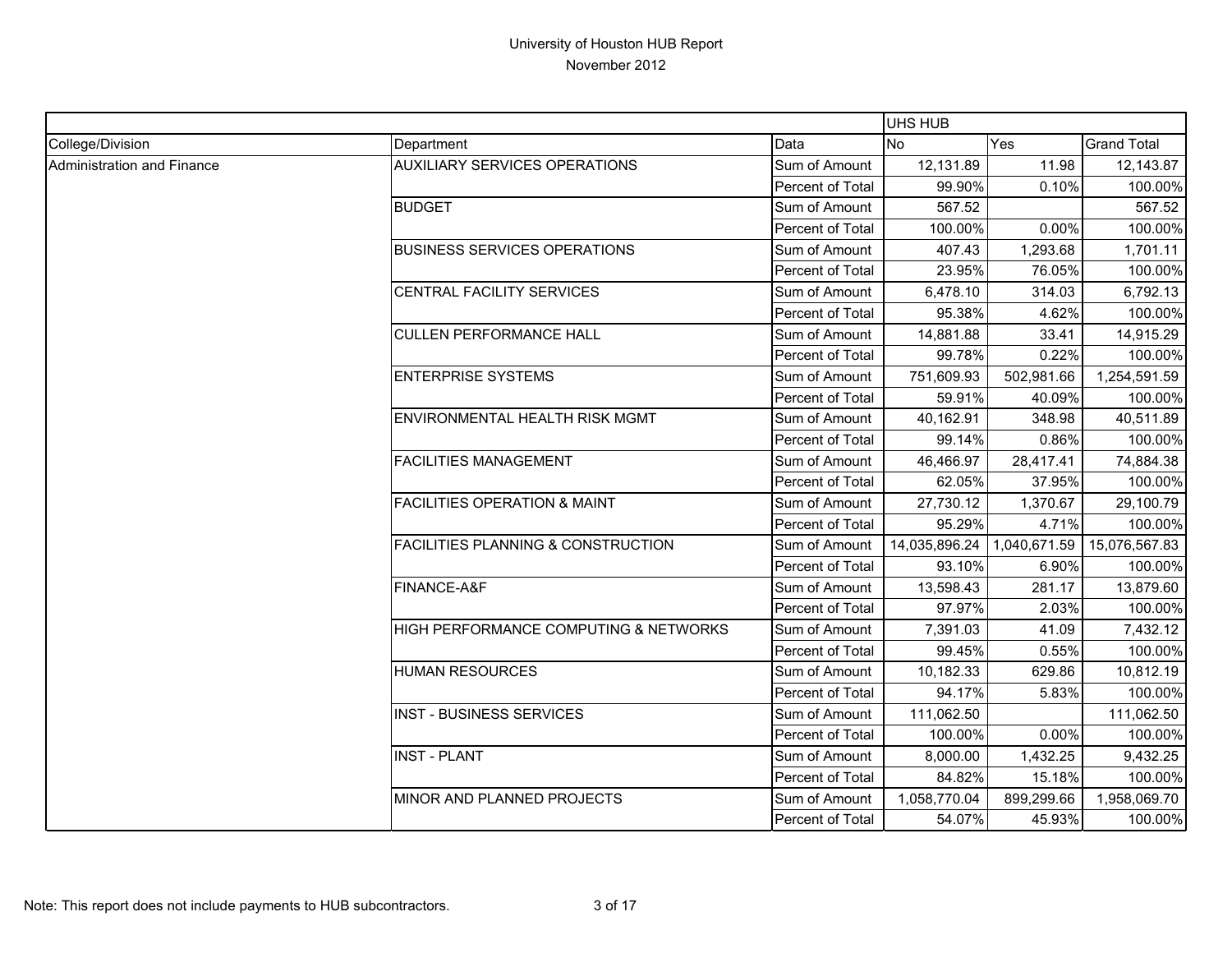# University of Houston HUB Report

November 2012

| | | | UHS HUB | | |
|---|---|---|---|---|---|
| College/Division | Department | Data | No | Yes | Grand Total |
| Administration and Finance | AUXILIARY SERVICES OPERATIONS | Sum of Amount | 12,131.89 | 11.98 | 12,143.87 |
| | | Percent of Total | 99.90% | 0.10% | 100.00% |
| | BUDGET | Sum of Amount | 567.52 | | 567.52 |
| | | Percent of Total | 100.00% | 0.00% | 100.00% |
| | BUSINESS SERVICES OPERATIONS | Sum of Amount | 407.43 | 1,293.68 | 1,701.11 |
| | | Percent of Total | 23.95% | 76.05% | 100.00% |
| | CENTRAL FACILITY SERVICES | Sum of Amount | 6,478.10 | 314.03 | 6,792.13 |
| | | Percent of Total | 95.38% | 4.62% | 100.00% |
| | CULLEN PERFORMANCE HALL | Sum of Amount | 14,881.88 | 33.41 | 14,915.29 |
| | | Percent of Total | 99.78% | 0.22% | 100.00% |
| | ENTERPRISE SYSTEMS | Sum of Amount | 751,609.93 | 502,981.66 | 1,254,591.59 |
| | | Percent of Total | 59.91% | 40.09% | 100.00% |
| | ENVIRONMENTAL HEALTH RISK MGMT | Sum of Amount | 40,162.91 | 348.98 | 40,511.89 |
| | | Percent of Total | 99.14% | 0.86% | 100.00% |
| | FACILITIES MANAGEMENT | Sum of Amount | 46,466.97 | 28,417.41 | 74,884.38 |
| | | Percent of Total | 62.05% | 37.95% | 100.00% |
| | FACILITIES OPERATION & MAINT | Sum of Amount | 27,730.12 | 1,370.67 | 29,100.79 |
| | | Percent of Total | 95.29% | 4.71% | 100.00% |
| | FACILITIES PLANNING & CONSTRUCTION | Sum of Amount | 14,035,896.24 | 1,040,671.59 | 15,076,567.83 |
| | | Percent of Total | 93.10% | 6.90% | 100.00% |
| | FINANCE-A&F | Sum of Amount | 13,598.43 | 281.17 | 13,879.60 |
| | | Percent of Total | 97.97% | 2.03% | 100.00% |
| | HIGH PERFORMANCE COMPUTING & NETWORKS | Sum of Amount | 7,391.03 | 41.09 | 7,432.12 |
| | | Percent of Total | 99.45% | 0.55% | 100.00% |
| | HUMAN RESOURCES | Sum of Amount | 10,182.33 | 629.86 | 10,812.19 |
| | | Percent of Total | 94.17% | 5.83% | 100.00% |
| | INST - BUSINESS SERVICES | Sum of Amount | 111,062.50 | | 111,062.50 |
| | | Percent of Total | 100.00% | 0.00% | 100.00% |
| | INST - PLANT | Sum of Amount | 8,000.00 | 1,432.25 | 9,432.25 |
| | | Percent of Total | 84.82% | 15.18% | 100.00% |
| | MINOR AND PLANNED PROJECTS | Sum of Amount | 1,058,770.04 | 899,299.66 | 1,958,069.70 |
| | | Percent of Total | 54.07% | 45.93% | 100.00% |

Note: This report does not include payments to HUB subcontractors.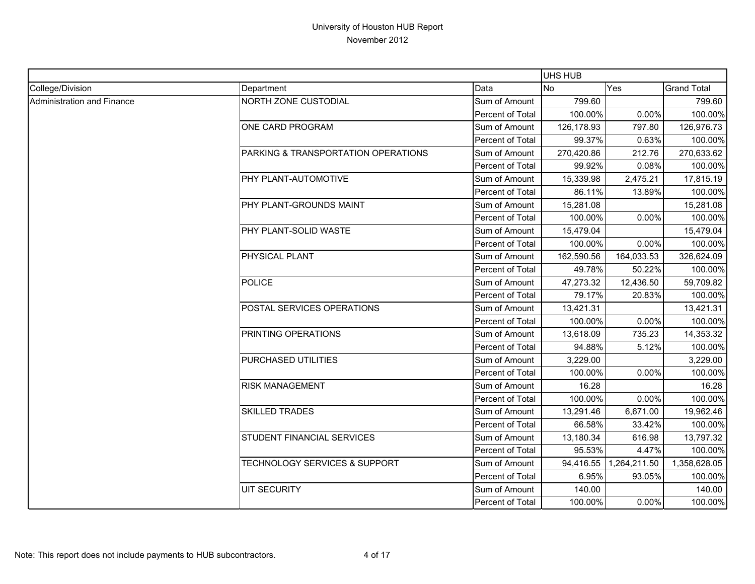# University of Houston HUB Report

November 2012

| | | | UHS HUB | | |
|---|---|---|---|---|---|
| College/Division | Department | Data | No | Yes | Grand Total |
| Administration and Finance | NORTH ZONE CUSTODIAL | Sum of Amount | 799.60 | | 799.60 |
| | | Percent of Total | 100.00% | 0.00% | 100.00% |
| | ONE CARD PROGRAM | Sum of Amount | 126,178.93 | 797.80 | 126,976.73 |
| | | Percent of Total | 99.37% | 0.63% | 100.00% |
| | PARKING & TRANSPORTATION OPERATIONS | Sum of Amount | 270,420.86 | 212.76 | 270,633.62 |
| | | Percent of Total | 99.92% | 0.08% | 100.00% |
| | PHY PLANT-AUTOMOTIVE | Sum of Amount | 15,339.98 | 2,475.21 | 17,815.19 |
| | | Percent of Total | 86.11% | 13.89% | 100.00% |
| | PHY PLANT-GROUNDS MAINT | Sum of Amount | 15,281.08 | | 15,281.08 |
| | | Percent of Total | 100.00% | 0.00% | 100.00% |
| | PHY PLANT-SOLID WASTE | Sum of Amount | 15,479.04 | | 15,479.04 |
| | | Percent of Total | 100.00% | 0.00% | 100.00% |
| | PHYSICAL PLANT | Sum of Amount | 162,590.56 | 164,033.53 | 326,624.09 |
| | | Percent of Total | 49.78% | 50.22% | 100.00% |
| | POLICE | Sum of Amount | 47,273.32 | 12,436.50 | 59,709.82 |
| | | Percent of Total | 79.17% | 20.83% | 100.00% |
| | POSTAL SERVICES OPERATIONS | Sum of Amount | 13,421.31 | | 13,421.31 |
| | | Percent of Total | 100.00% | 0.00% | 100.00% |
| | PRINTING OPERATIONS | Sum of Amount | 13,618.09 | 735.23 | 14,353.32 |
| | | Percent of Total | 94.88% | 5.12% | 100.00% |
| | PURCHASED UTILITIES | Sum of Amount | 3,229.00 | | 3,229.00 |
| | | Percent of Total | 100.00% | 0.00% | 100.00% |
| | RISK MANAGEMENT | Sum of Amount | 16.28 | | 16.28 |
| | | Percent of Total | 100.00% | 0.00% | 100.00% |
| | SKILLED TRADES | Sum of Amount | 13,291.46 | 6,671.00 | 19,962.46 |
| | | Percent of Total | 66.58% | 33.42% | 100.00% |
| | STUDENT FINANCIAL SERVICES | Sum of Amount | 13,180.34 | 616.98 | 13,797.32 |
| | | Percent of Total | 95.53% | 4.47% | 100.00% |
| | TECHNOLOGY SERVICES & SUPPORT | Sum of Amount | 94,416.55 | 1,264,211.50 | 1,358,628.05 |
| | | Percent of Total | 6.95% | 93.05% | 100.00% |
| | UIT SECURITY | Sum of Amount | 140.00 | | 140.00 |
| | | Percent of Total | 100.00% | 0.00% | 100.00% |

Note: This report does not include payments to HUB subcontractors.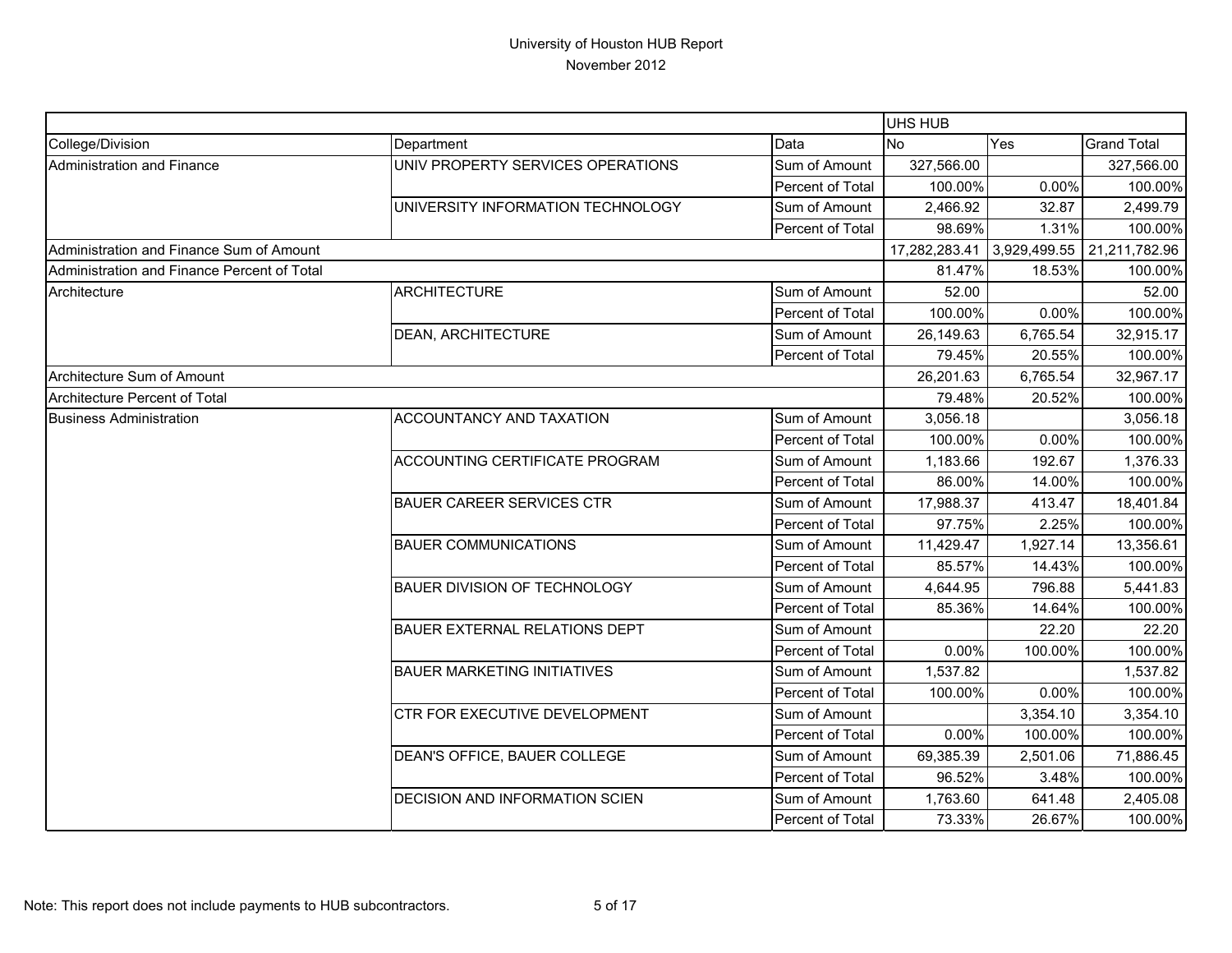# University of Houston HUB Report
November 2012

| | | | UHS HUB | | |
|---|---|---|---|---|---|
| College/Division | Department | Data | No | Yes | Grand Total |
| Administration and Finance | UNIV PROPERTY SERVICES OPERATIONS | Sum of Amount | 327,566.00 | | 327,566.00 |
| | | Percent of Total | 100.00% | 0.00% | 100.00% |
| | UNIVERSITY INFORMATION TECHNOLOGY | Sum of Amount | 2,466.92 | 32.87 | 2,499.79 |
| | | Percent of Total | 98.69% | 1.31% | 100.00% |
| Administration and Finance Sum of Amount | | | 17,282,283.41 | 3,929,499.55 | 21,211,782.96 |
| Administration and Finance Percent of Total | | | 81.47% | 18.53% | 100.00% |
| Architecture | ARCHITECTURE | Sum of Amount | 52.00 | | 52.00 |
| | | Percent of Total | 100.00% | 0.00% | 100.00% |
| | DEAN, ARCHITECTURE | Sum of Amount | 26,149.63 | 6,765.54 | 32,915.17 |
| | | Percent of Total | 79.45% | 20.55% | 100.00% |
| Architecture Sum of Amount | | | 26,201.63 | 6,765.54 | 32,967.17 |
| Architecture Percent of Total | | | 79.48% | 20.52% | 100.00% |
| Business Administration | ACCOUNTANCY AND TAXATION | Sum of Amount | 3,056.18 | | 3,056.18 |
| | | Percent of Total | 100.00% | 0.00% | 100.00% |
| | ACCOUNTING CERTIFICATE PROGRAM | Sum of Amount | 1,183.66 | 192.67 | 1,376.33 |
| | | Percent of Total | 86.00% | 14.00% | 100.00% |
| | BAUER CAREER SERVICES CTR | Sum of Amount | 17,988.37 | 413.47 | 18,401.84 |
| | | Percent of Total | 97.75% | 2.25% | 100.00% |
| | BAUER COMMUNICATIONS | Sum of Amount | 11,429.47 | 1,927.14 | 13,356.61 |
| | | Percent of Total | 85.57% | 14.43% | 100.00% |
| | BAUER DIVISION OF TECHNOLOGY | Sum of Amount | 4,644.95 | 796.88 | 5,441.83 |
| | | Percent of Total | 85.36% | 14.64% | 100.00% |
| | BAUER EXTERNAL RELATIONS DEPT | Sum of Amount | | 22.20 | 22.20 |
| | | Percent of Total | 0.00% | 100.00% | 100.00% |
| | BAUER MARKETING INITIATIVES | Sum of Amount | 1,537.82 | | 1,537.82 |
| | | Percent of Total | 100.00% | 0.00% | 100.00% |
| | CTR FOR EXECUTIVE DEVELOPMENT | Sum of Amount | | 3,354.10 | 3,354.10 |
| | | Percent of Total | 0.00% | 100.00% | 100.00% |
| | DEAN'S OFFICE, BAUER COLLEGE | Sum of Amount | 69,385.39 | 2,501.06 | 71,886.45 |
| | | Percent of Total | 96.52% | 3.48% | 100.00% |
| | DECISION AND INFORMATION SCIEN | Sum of Amount | 1,763.60 | 641.48 | 2,405.08 |
| | | Percent of Total | 73.33% | 26.67% | 100.00% |

Note: This report does not include payments to HUB subcontractors.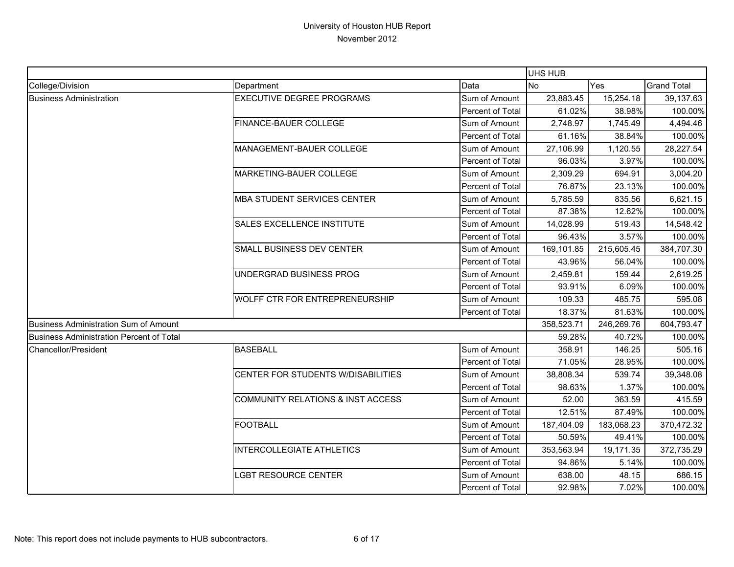University of Houston HUB Report

November 2012

| | | | UHS HUB | | |
|---|---|---|---|---|---|
| College/Division | Department | Data | No | Yes | Grand Total |
| Business Administration | EXECUTIVE DEGREE PROGRAMS | Sum of Amount | 23,883.45 | 15,254.18 | 39,137.63 |
| | | Percent of Total | 61.02% | 38.98% | 100.00% |
| | FINANCE-BAUER COLLEGE | Sum of Amount | 2,748.97 | 1,745.49 | 4,494.46 |
| | | Percent of Total | 61.16% | 38.84% | 100.00% |
| | MANAGEMENT-BAUER COLLEGE | Sum of Amount | 27,106.99 | 1,120.55 | 28,227.54 |
| | | Percent of Total | 96.03% | 3.97% | 100.00% |
| | MARKETING-BAUER COLLEGE | Sum of Amount | 2,309.29 | 694.91 | 3,004.20 |
| | | Percent of Total | 76.87% | 23.13% | 100.00% |
| | MBA STUDENT SERVICES CENTER | Sum of Amount | 5,785.59 | 835.56 | 6,621.15 |
| | | Percent of Total | 87.38% | 12.62% | 100.00% |
| | SALES EXCELLENCE INSTITUTE | Sum of Amount | 14,028.99 | 519.43 | 14,548.42 |
| | | Percent of Total | 96.43% | 3.57% | 100.00% |
| | SMALL BUSINESS DEV CENTER | Sum of Amount | 169,101.85 | 215,605.45 | 384,707.30 |
| | | Percent of Total | 43.96% | 56.04% | 100.00% |
| | UNDERGRAD BUSINESS PROG | Sum of Amount | 2,459.81 | 159.44 | 2,619.25 |
| | | Percent of Total | 93.91% | 6.09% | 100.00% |
| | WOLFF CTR FOR ENTREPRENEURSHIP | Sum of Amount | 109.33 | 485.75 | 595.08 |
| | | Percent of Total | 18.37% | 81.63% | 100.00% |
| Business Administration Sum of Amount | | | 358,523.71 | 246,269.76 | 604,793.47 |
| Business Administration Percent of Total | | | 59.28% | 40.72% | 100.00% |
| Chancellor/President | BASEBALL | Sum of Amount | 358.91 | 146.25 | 505.16 |
| | | Percent of Total | 71.05% | 28.95% | 100.00% |
| | CENTER FOR STUDENTS W/DISABILITIES | Sum of Amount | 38,808.34 | 539.74 | 39,348.08 |
| | | Percent of Total | 98.63% | 1.37% | 100.00% |
| | COMMUNITY RELATIONS & INST ACCESS | Sum of Amount | 52.00 | 363.59 | 415.59 |
| | | Percent of Total | 12.51% | 87.49% | 100.00% |
| | FOOTBALL | Sum of Amount | 187,404.09 | 183,068.23 | 370,472.32 |
| | | Percent of Total | 50.59% | 49.41% | 100.00% |
| | INTERCOLLEGIATE ATHLETICS | Sum of Amount | 353,563.94 | 19,171.35 | 372,735.29 |
| | | Percent of Total | 94.86% | 5.14% | 100.00% |
| | LGBT RESOURCE CENTER | Sum of Amount | 638.00 | 48.15 | 686.15 |
| | | Percent of Total | 92.98% | 7.02% | 100.00% |

Note: This report does not include payments to HUB subcontractors.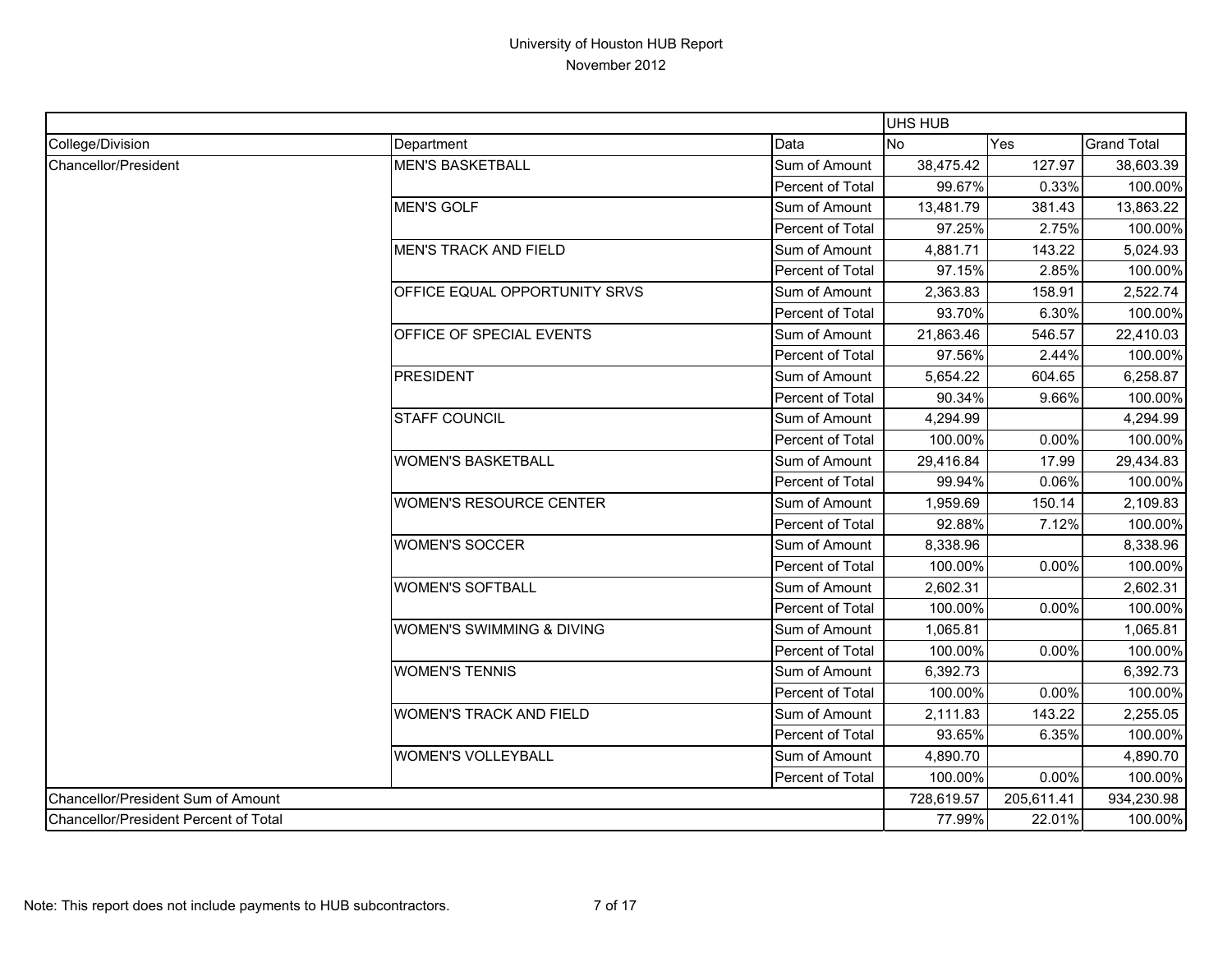University of Houston HUB Report
November 2012

| | | | UHS HUB | | |
|---|---|---|---|---|---|
| College/Division | Department | Data | No | Yes | Grand Total |
| Chancellor/President | MEN'S BASKETBALL | Sum of Amount | 38,475.42 | 127.97 | 38,603.39 |
| | | Percent of Total | 99.67% | 0.33% | 100.00% |
| | MEN'S GOLF | Sum of Amount | 13,481.79 | 381.43 | 13,863.22 |
| | | Percent of Total | 97.25% | 2.75% | 100.00% |
| | MEN'S TRACK AND FIELD | Sum of Amount | 4,881.71 | 143.22 | 5,024.93 |
| | | Percent of Total | 97.15% | 2.85% | 100.00% |
| | OFFICE EQUAL OPPORTUNITY SRVS | Sum of Amount | 2,363.83 | 158.91 | 2,522.74 |
| | | Percent of Total | 93.70% | 6.30% | 100.00% |
| | OFFICE OF SPECIAL EVENTS | Sum of Amount | 21,863.46 | 546.57 | 22,410.03 |
| | | Percent of Total | 97.56% | 2.44% | 100.00% |
| | PRESIDENT | Sum of Amount | 5,654.22 | 604.65 | 6,258.87 |
| | | Percent of Total | 90.34% | 9.66% | 100.00% |
| | STAFF COUNCIL | Sum of Amount | 4,294.99 | | 4,294.99 |
| | | Percent of Total | 100.00% | 0.00% | 100.00% |
| | WOMEN'S BASKETBALL | Sum of Amount | 29,416.84 | 17.99 | 29,434.83 |
| | | Percent of Total | 99.94% | 0.06% | 100.00% |
| | WOMEN'S RESOURCE CENTER | Sum of Amount | 1,959.69 | 150.14 | 2,109.83 |
| | | Percent of Total | 92.88% | 7.12% | 100.00% |
| | WOMEN'S SOCCER | Sum of Amount | 8,338.96 | | 8,338.96 |
| | | Percent of Total | 100.00% | 0.00% | 100.00% |
| | WOMEN'S SOFTBALL | Sum of Amount | 2,602.31 | | 2,602.31 |
| | | Percent of Total | 100.00% | 0.00% | 100.00% |
| | WOMEN'S SWIMMING & DIVING | Sum of Amount | 1,065.81 | | 1,065.81 |
| | | Percent of Total | 100.00% | 0.00% | 100.00% |
| | WOMEN'S TENNIS | Sum of Amount | 6,392.73 | | 6,392.73 |
| | | Percent of Total | 100.00% | 0.00% | 100.00% |
| | WOMEN'S TRACK AND FIELD | Sum of Amount | 2,111.83 | 143.22 | 2,255.05 |
| | | Percent of Total | 93.65% | 6.35% | 100.00% |
| | WOMEN'S VOLLEYBALL | Sum of Amount | 4,890.70 | | 4,890.70 |
| | | Percent of Total | 100.00% | 0.00% | 100.00% |
| Chancellor/President Sum of Amount | | | 728,619.57 | 205,611.41 | 934,230.98 |
| Chancellor/President Percent of Total | | | 77.99% | 22.01% | 100.00% |

Note: This report does not include payments to HUB subcontractors.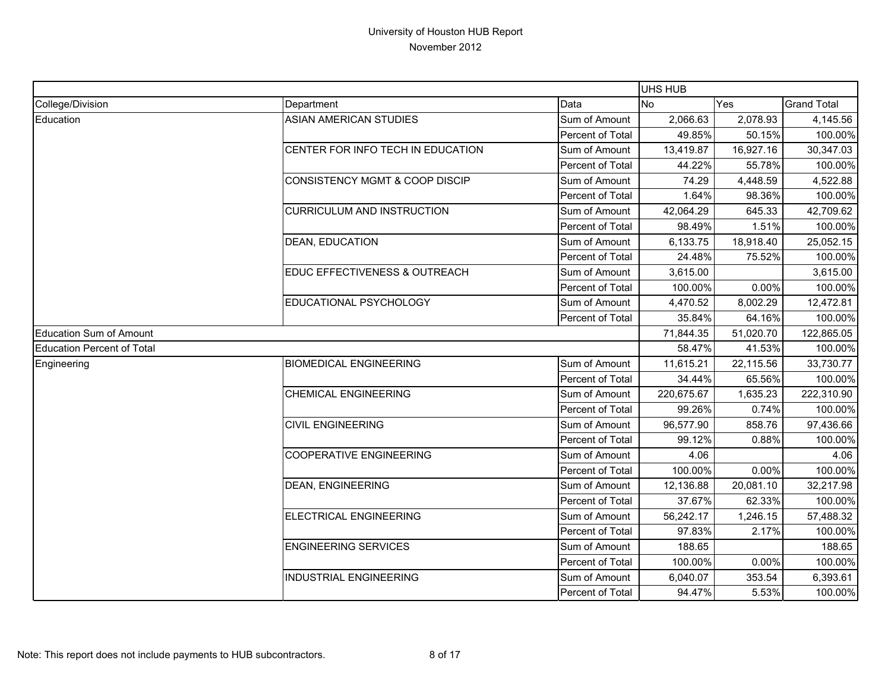# University of Houston HUB Report

November 2012

| | | | UHS HUB | | |
|---|---|---|---|---|---|
| College/Division | Department | Data | No | Yes | Grand Total |
| Education | ASIAN AMERICAN STUDIES | Sum of Amount | 2,066.63 | 2,078.93 | 4,145.56 |
| | | Percent of Total | 49.85% | 50.15% | 100.00% |
| | CENTER FOR INFO TECH IN EDUCATION | Sum of Amount | 13,419.87 | 16,927.16 | 30,347.03 |
| | | Percent of Total | 44.22% | 55.78% | 100.00% |
| | CONSISTENCY MGMT & COOP DISCIP | Sum of Amount | 74.29 | 4,448.59 | 4,522.88 |
| | | Percent of Total | 1.64% | 98.36% | 100.00% |
| | CURRICULUM AND INSTRUCTION | Sum of Amount | 42,064.29 | 645.33 | 42,709.62 |
| | | Percent of Total | 98.49% | 1.51% | 100.00% |
| | DEAN, EDUCATION | Sum of Amount | 6,133.75 | 18,918.40 | 25,052.15 |
| | | Percent of Total | 24.48% | 75.52% | 100.00% |
| | EDUC EFFECTIVENESS & OUTREACH | Sum of Amount | 3,615.00 | | 3,615.00 |
| | | Percent of Total | 100.00% | 0.00% | 100.00% |
| | EDUCATIONAL PSYCHOLOGY | Sum of Amount | 4,470.52 | 8,002.29 | 12,472.81 |
| | | Percent of Total | 35.84% | 64.16% | 100.00% |
| Education Sum of Amount | | | 71,844.35 | 51,020.70 | 122,865.05 |
| Education Percent of Total | | | 58.47% | 41.53% | 100.00% |
| Engineering | BIOMEDICAL ENGINEERING | Sum of Amount | 11,615.21 | 22,115.56 | 33,730.77 |
| | | Percent of Total | 34.44% | 65.56% | 100.00% |
| | CHEMICAL ENGINEERING | Sum of Amount | 220,675.67 | 1,635.23 | 222,310.90 |
| | | Percent of Total | 99.26% | 0.74% | 100.00% |
| | CIVIL ENGINEERING | Sum of Amount | 96,577.90 | 858.76 | 97,436.66 |
| | | Percent of Total | 99.12% | 0.88% | 100.00% |
| | COOPERATIVE ENGINEERING | Sum of Amount | 4.06 | | 4.06 |
| | | Percent of Total | 100.00% | 0.00% | 100.00% |
| | DEAN, ENGINEERING | Sum of Amount | 12,136.88 | 20,081.10 | 32,217.98 |
| | | Percent of Total | 37.67% | 62.33% | 100.00% |
| | ELECTRICAL ENGINEERING | Sum of Amount | 56,242.17 | 1,246.15 | 57,488.32 |
| | | Percent of Total | 97.83% | 2.17% | 100.00% |
| | ENGINEERING SERVICES | Sum of Amount | 188.65 | | 188.65 |
| | | Percent of Total | 100.00% | 0.00% | 100.00% |
| | INDUSTRIAL ENGINEERING | Sum of Amount | 6,040.07 | 353.54 | 6,393.61 |
| | | Percent of Total | 94.47% | 5.53% | 100.00% |

Note: This report does not include payments to HUB subcontractors.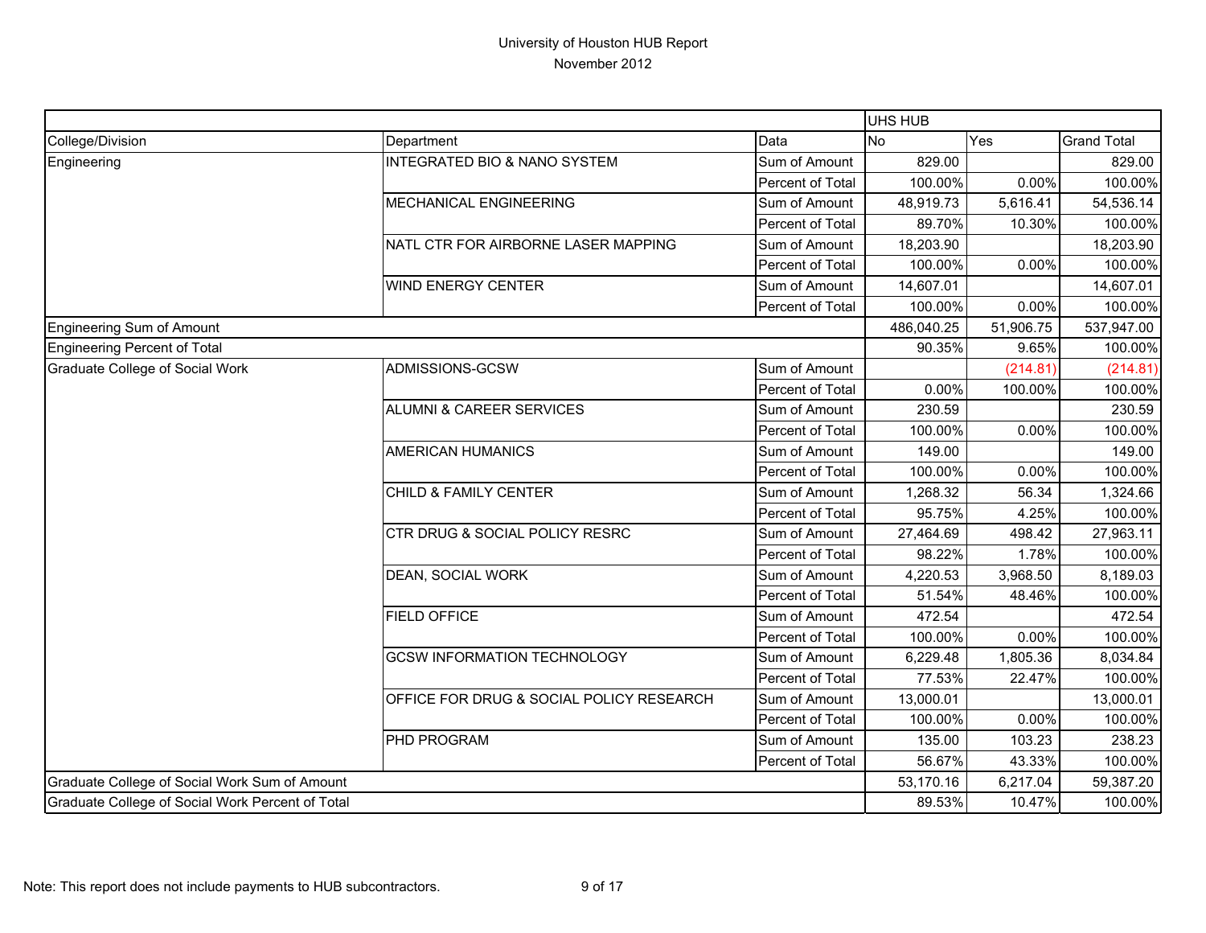University of Houston HUB Report

November 2012

| | | | UHS HUB | | |
|---|---|---|---|---|---|
| College/Division | Department | Data | No | Yes | Grand Total |
| Engineering | INTEGRATED BIO & NANO SYSTEM | Sum of Amount | 829.00 | | 829.00 |
| | | Percent of Total | 100.00% | 0.00% | 100.00% |
| | MECHANICAL ENGINEERING | Sum of Amount | 48,919.73 | 5,616.41 | 54,536.14 |
| | | Percent of Total | 89.70% | 10.30% | 100.00% |
| | NATL CTR FOR AIRBORNE LASER MAPPING | Sum of Amount | 18,203.90 | | 18,203.90 |
| | | Percent of Total | 100.00% | 0.00% | 100.00% |
| | WIND ENERGY CENTER | Sum of Amount | 14,607.01 | | 14,607.01 |
| | | Percent of Total | 100.00% | 0.00% | 100.00% |
| Engineering Sum of Amount | | | 486,040.25 | 51,906.75 | 537,947.00 |
| Engineering Percent of Total | | | 90.35% | 9.65% | 100.00% |
| Graduate College of Social Work | ADMISSIONS-GCSW | Sum of Amount | | (214.81) | (214.81) |
| | | Percent of Total | 0.00% | 100.00% | 100.00% |
| | ALUMNI & CAREER SERVICES | Sum of Amount | 230.59 | | 230.59 |
| | | Percent of Total | 100.00% | 0.00% | 100.00% |
| | AMERICAN HUMANICS | Sum of Amount | 149.00 | | 149.00 |
| | | Percent of Total | 100.00% | 0.00% | 100.00% |
| | CHILD & FAMILY CENTER | Sum of Amount | 1,268.32 | 56.34 | 1,324.66 |
| | | Percent of Total | 95.75% | 4.25% | 100.00% |
| | CTR DRUG & SOCIAL POLICY RESRC | Sum of Amount | 27,464.69 | 498.42 | 27,963.11 |
| | | Percent of Total | 98.22% | 1.78% | 100.00% |
| | DEAN, SOCIAL WORK | Sum of Amount | 4,220.53 | 3,968.50 | 8,189.03 |
| | | Percent of Total | 51.54% | 48.46% | 100.00% |
| | FIELD OFFICE | Sum of Amount | 472.54 | | 472.54 |
| | | Percent of Total | 100.00% | 0.00% | 100.00% |
| | GCSW INFORMATION TECHNOLOGY | Sum of Amount | 6,229.48 | 1,805.36 | 8,034.84 |
| | | Percent of Total | 77.53% | 22.47% | 100.00% |
| | OFFICE FOR DRUG & SOCIAL POLICY RESEARCH | Sum of Amount | 13,000.01 | | 13,000.01 |
| | | Percent of Total | 100.00% | 0.00% | 100.00% |
| | PHD PROGRAM | Sum of Amount | 135.00 | 103.23 | 238.23 |
| | | Percent of Total | 56.67% | 43.33% | 100.00% |
| Graduate College of Social Work Sum of Amount | | | 53,170.16 | 6,217.04 | 59,387.20 |
| Graduate College of Social Work Percent of Total | | | 89.53% | 10.47% | 100.00% |

Note: This report does not include payments to HUB subcontractors.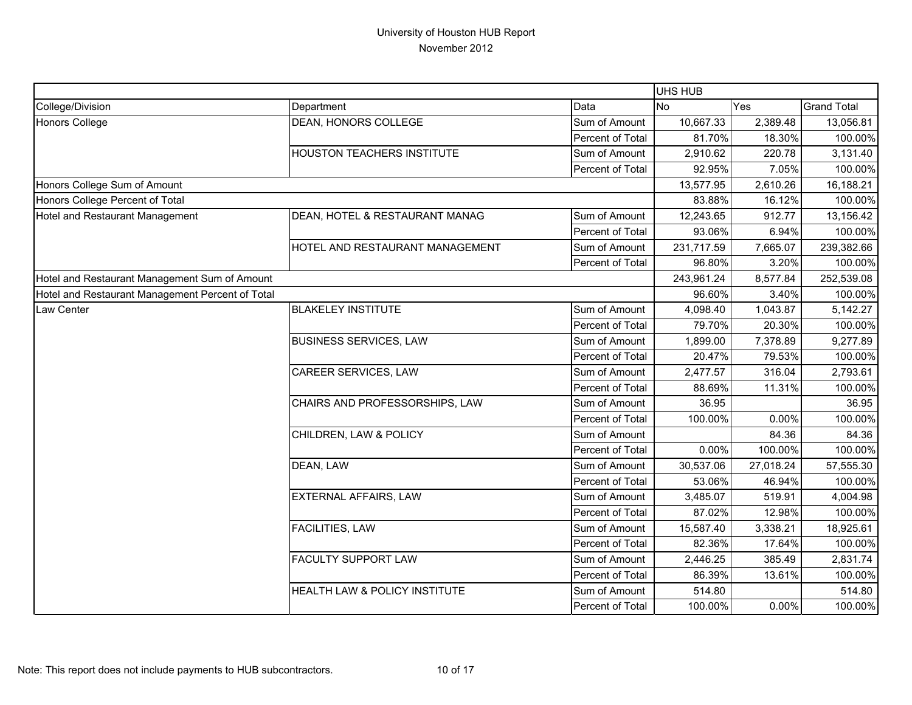# University of Houston HUB Report

November 2012

| | | | UHS HUB | | |
|---|---|---|---|---|---|
| College/Division | Department | Data | No | Yes | Grand Total |
| Honors College | DEAN, HONORS COLLEGE | Sum of Amount | 10,667.33 | 2,389.48 | 13,056.81 |
| | | Percent of Total | 81.70% | 18.30% | 100.00% |
| | HOUSTON TEACHERS INSTITUTE | Sum of Amount | 2,910.62 | 220.78 | 3,131.40 |
| | | Percent of Total | 92.95% | 7.05% | 100.00% |
| Honors College Sum of Amount | | | 13,577.95 | 2,610.26 | 16,188.21 |
| Honors College Percent of Total | | | 83.88% | 16.12% | 100.00% |
| Hotel and Restaurant Management | DEAN, HOTEL & RESTAURANT MANAG | Sum of Amount | 12,243.65 | 912.77 | 13,156.42 |
| | | Percent of Total | 93.06% | 6.94% | 100.00% |
| | HOTEL AND RESTAURANT MANAGEMENT | Sum of Amount | 231,717.59 | 7,665.07 | 239,382.66 |
| | | Percent of Total | 96.80% | 3.20% | 100.00% |
| Hotel and Restaurant Management Sum of Amount | | | 243,961.24 | 8,577.84 | 252,539.08 |
| Hotel and Restaurant Management Percent of Total | | | 96.60% | 3.40% | 100.00% |
| Law Center | BLAKELEY INSTITUTE | Sum of Amount | 4,098.40 | 1,043.87 | 5,142.27 |
| | | Percent of Total | 79.70% | 20.30% | 100.00% |
| | BUSINESS SERVICES, LAW | Sum of Amount | 1,899.00 | 7,378.89 | 9,277.89 |
| | | Percent of Total | 20.47% | 79.53% | 100.00% |
| | CAREER SERVICES, LAW | Sum of Amount | 2,477.57 | 316.04 | 2,793.61 |
| | | Percent of Total | 88.69% | 11.31% | 100.00% |
| | CHAIRS AND PROFESSORSHIPS, LAW | Sum of Amount | 36.95 | | 36.95 |
| | | Percent of Total | 100.00% | 0.00% | 100.00% |
| | CHILDREN, LAW & POLICY | Sum of Amount | | 84.36 | 84.36 |
| | | Percent of Total | 0.00% | 100.00% | 100.00% |
| | DEAN, LAW | Sum of Amount | 30,537.06 | 27,018.24 | 57,555.30 |
| | | Percent of Total | 53.06% | 46.94% | 100.00% |
| | EXTERNAL AFFAIRS, LAW | Sum of Amount | 3,485.07 | 519.91 | 4,004.98 |
| | | Percent of Total | 87.02% | 12.98% | 100.00% |
| | FACILITIES, LAW | Sum of Amount | 15,587.40 | 3,338.21 | 18,925.61 |
| | | Percent of Total | 82.36% | 17.64% | 100.00% |
| | FACULTY SUPPORT LAW | Sum of Amount | 2,446.25 | 385.49 | 2,831.74 |
| | | Percent of Total | 86.39% | 13.61% | 100.00% |
| | HEALTH LAW & POLICY INSTITUTE | Sum of Amount | 514.80 | | 514.80 |
| | | Percent of Total | 100.00% | 0.00% | 100.00% |

Note: This report does not include payments to HUB subcontractors.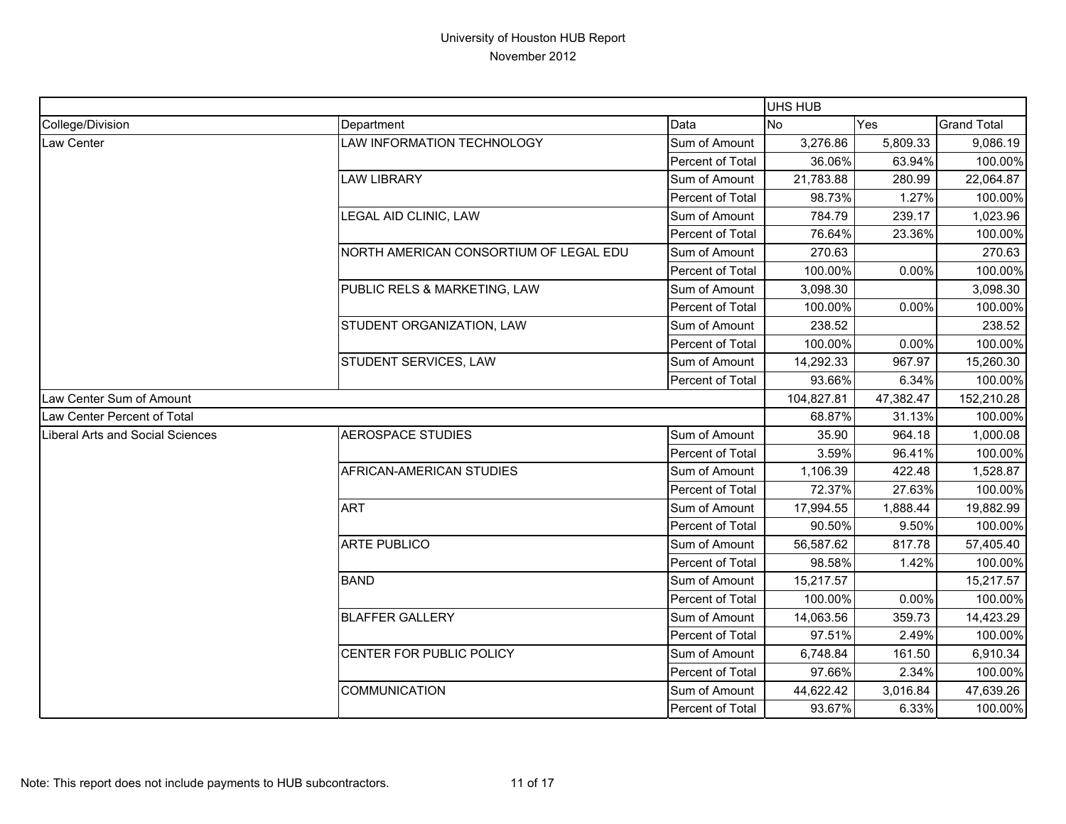# University of Houston HUB Report

November 2012

| | | | UHS HUB | | |
|---|---|---|---|---|---|
| College/Division | Department | Data | No | Yes | Grand Total |
| Law Center | LAW INFORMATION TECHNOLOGY | Sum of Amount | 3,276.86 | 5,809.33 | 9,086.19 |
| | | Percent of Total | 36.06% | 63.94% | 100.00% |
| | LAW LIBRARY | Sum of Amount | 21,783.88 | 280.99 | 22,064.87 |
| | | Percent of Total | 98.73% | 1.27% | 100.00% |
| | LEGAL AID CLINIC, LAW | Sum of Amount | 784.79 | 239.17 | 1,023.96 |
| | | Percent of Total | 76.64% | 23.36% | 100.00% |
| | NORTH AMERICAN CONSORTIUM OF LEGAL EDU | Sum of Amount | 270.63 | | 270.63 |
| | | Percent of Total | 100.00% | 0.00% | 100.00% |
| | PUBLIC RELS & MARKETING, LAW | Sum of Amount | 3,098.30 | | 3,098.30 |
| | | Percent of Total | 100.00% | 0.00% | 100.00% |
| | STUDENT ORGANIZATION, LAW | Sum of Amount | 238.52 | | 238.52 |
| | | Percent of Total | 100.00% | 0.00% | 100.00% |
| | STUDENT SERVICES, LAW | Sum of Amount | 14,292.33 | 967.97 | 15,260.30 |
| | | Percent of Total | 93.66% | 6.34% | 100.00% |
| Law Center Sum of Amount | | | 104,827.81 | 47,382.47 | 152,210.28 |
| Law Center Percent of Total | | | 68.87% | 31.13% | 100.00% |
| Liberal Arts and Social Sciences | AEROSPACE STUDIES | Sum of Amount | 35.90 | 964.18 | 1,000.08 |
| | | Percent of Total | 3.59% | 96.41% | 100.00% |
| | AFRICAN-AMERICAN STUDIES | Sum of Amount | 1,106.39 | 422.48 | 1,528.87 |
| | | Percent of Total | 72.37% | 27.63% | 100.00% |
| | ART | Sum of Amount | 17,994.55 | 1,888.44 | 19,882.99 |
| | | Percent of Total | 90.50% | 9.50% | 100.00% |
| | ARTE PUBLICO | Sum of Amount | 56,587.62 | 817.78 | 57,405.40 |
| | | Percent of Total | 98.58% | 1.42% | 100.00% |
| | BAND | Sum of Amount | 15,217.57 | | 15,217.57 |
| | | Percent of Total | 100.00% | 0.00% | 100.00% |
| | BLAFFER GALLERY | Sum of Amount | 14,063.56 | 359.73 | 14,423.29 |
| | | Percent of Total | 97.51% | 2.49% | 100.00% |
| | CENTER FOR PUBLIC POLICY | Sum of Amount | 6,748.84 | 161.50 | 6,910.34 |
| | | Percent of Total | 97.66% | 2.34% | 100.00% |
| | COMMUNICATION | Sum of Amount | 44,622.42 | 3,016.84 | 47,639.26 |
| | | Percent of Total | 93.67% | 6.33% | 100.00% |

Note: This report does not include payments to HUB subcontractors.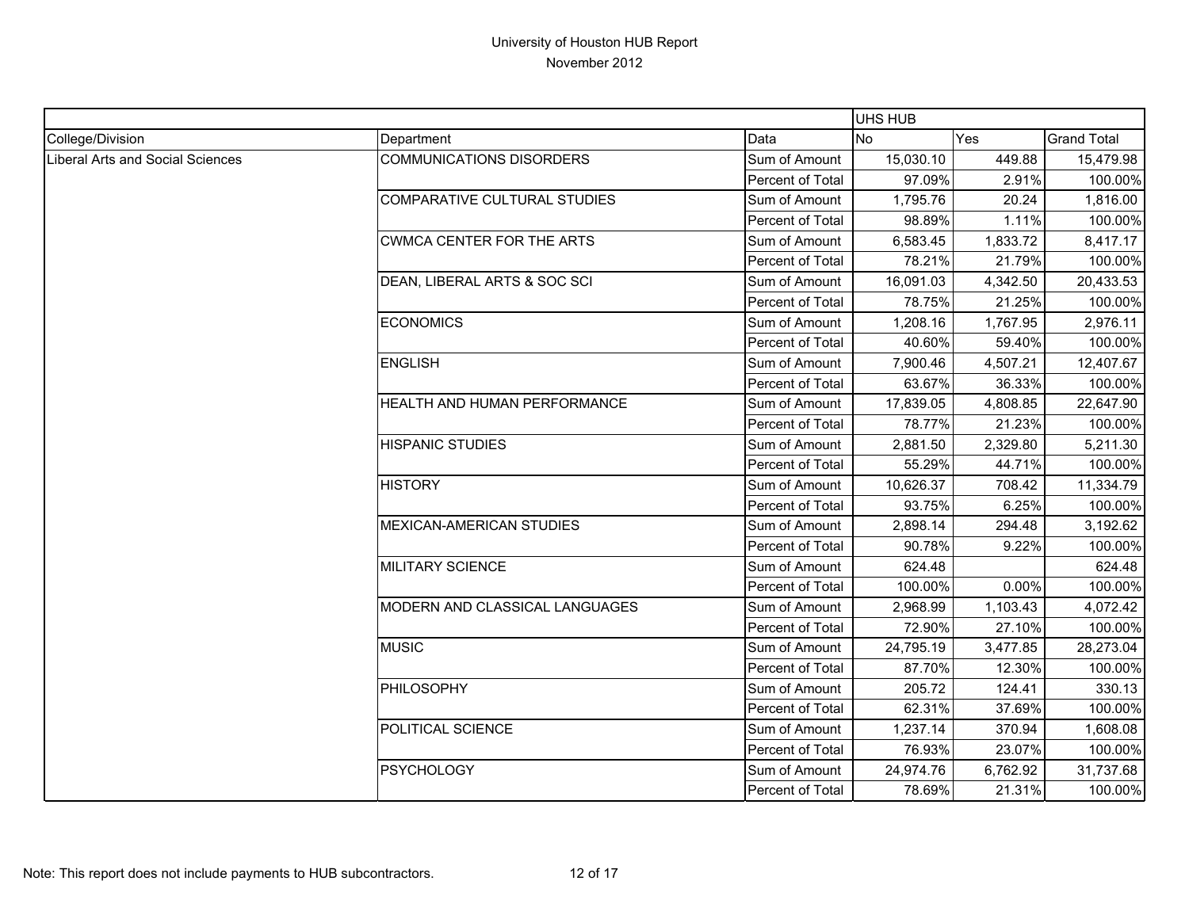University of Houston HUB Report

November 2012

| | | | UHS HUB | | |
|---|---|---|---|---|---|
| College/Division | Department | Data | No | Yes | Grand Total |
| Liberal Arts and Social Sciences | COMMUNICATIONS DISORDERS | Sum of Amount | 15,030.10 | 449.88 | 15,479.98 |
| | | Percent of Total | 97.09% | 2.91% | 100.00% |
| | COMPARATIVE CULTURAL STUDIES | Sum of Amount | 1,795.76 | 20.24 | 1,816.00 |
| | | Percent of Total | 98.89% | 1.11% | 100.00% |
| | CWMCA CENTER FOR THE ARTS | Sum of Amount | 6,583.45 | 1,833.72 | 8,417.17 |
| | | Percent of Total | 78.21% | 21.79% | 100.00% |
| | DEAN, LIBERAL ARTS & SOC SCI | Sum of Amount | 16,091.03 | 4,342.50 | 20,433.53 |
| | | Percent of Total | 78.75% | 21.25% | 100.00% |
| | ECONOMICS | Sum of Amount | 1,208.16 | 1,767.95 | 2,976.11 |
| | | Percent of Total | 40.60% | 59.40% | 100.00% |
| | ENGLISH | Sum of Amount | 7,900.46 | 4,507.21 | 12,407.67 |
| | | Percent of Total | 63.67% | 36.33% | 100.00% |
| | HEALTH AND HUMAN PERFORMANCE | Sum of Amount | 17,839.05 | 4,808.85 | 22,647.90 |
| | | Percent of Total | 78.77% | 21.23% | 100.00% |
| | HISPANIC STUDIES | Sum of Amount | 2,881.50 | 2,329.80 | 5,211.30 |
| | | Percent of Total | 55.29% | 44.71% | 100.00% |
| | HISTORY | Sum of Amount | 10,626.37 | 708.42 | 11,334.79 |
| | | Percent of Total | 93.75% | 6.25% | 100.00% |
| | MEXICAN-AMERICAN STUDIES | Sum of Amount | 2,898.14 | 294.48 | 3,192.62 |
| | | Percent of Total | 90.78% | 9.22% | 100.00% |
| | MILITARY SCIENCE | Sum of Amount | 624.48 | | 624.48 |
| | | Percent of Total | 100.00% | 0.00% | 100.00% |
| | MODERN AND CLASSICAL LANGUAGES | Sum of Amount | 2,968.99 | 1,103.43 | 4,072.42 |
| | | Percent of Total | 72.90% | 27.10% | 100.00% |
| | MUSIC | Sum of Amount | 24,795.19 | 3,477.85 | 28,273.04 |
| | | Percent of Total | 87.70% | 12.30% | 100.00% |
| | PHILOSOPHY | Sum of Amount | 205.72 | 124.41 | 330.13 |
| | | Percent of Total | 62.31% | 37.69% | 100.00% |
| | POLITICAL SCIENCE | Sum of Amount | 1,237.14 | 370.94 | 1,608.08 |
| | | Percent of Total | 76.93% | 23.07% | 100.00% |
| | PSYCHOLOGY | Sum of Amount | 24,974.76 | 6,762.92 | 31,737.68 |
| | | Percent of Total | 78.69% | 21.31% | 100.00% |

Note: This report does not include payments to HUB subcontractors.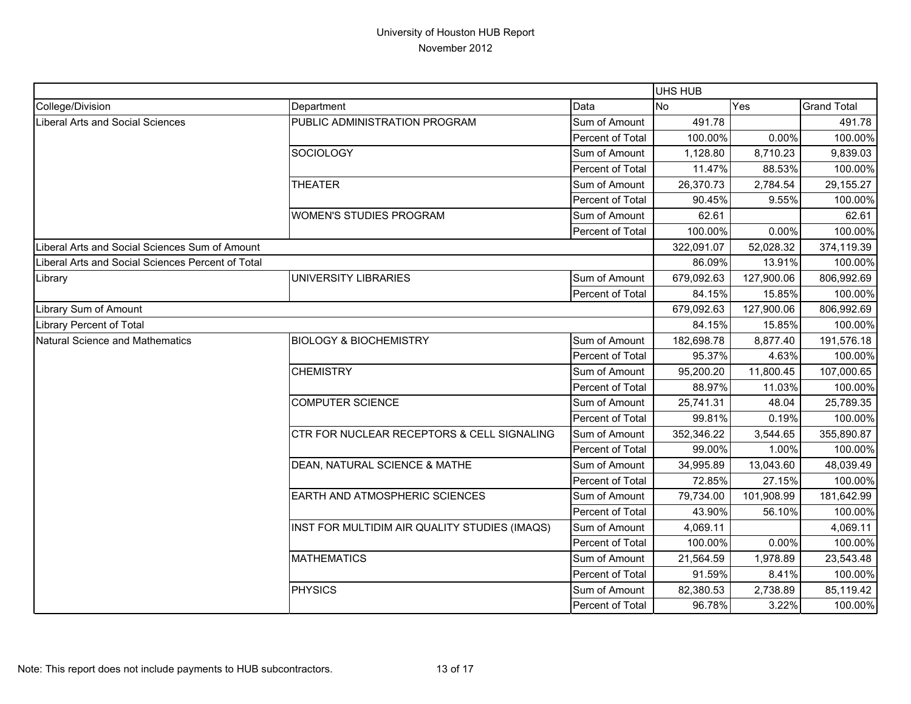# University of Houston HUB Report

November 2012

| | | | UHS HUB | | |
|---|---|---|---|---|---|
| College/Division | Department | Data | No | Yes | Grand Total |
| Liberal Arts and Social Sciences | PUBLIC ADMINISTRATION PROGRAM | Sum of Amount | 491.78 | | 491.78 |
| | | Percent of Total | 100.00% | 0.00% | 100.00% |
| | SOCIOLOGY | Sum of Amount | 1,128.80 | 8,710.23 | 9,839.03 |
| | | Percent of Total | 11.47% | 88.53% | 100.00% |
| | THEATER | Sum of Amount | 26,370.73 | 2,784.54 | 29,155.27 |
| | | Percent of Total | 90.45% | 9.55% | 100.00% |
| | WOMEN'S STUDIES PROGRAM | Sum of Amount | 62.61 | | 62.61 |
| | | Percent of Total | 100.00% | 0.00% | 100.00% |
| Liberal Arts and Social Sciences Sum of Amount | | | 322,091.07 | 52,028.32 | 374,119.39 |
| Liberal Arts and Social Sciences Percent of Total | | | 86.09% | 13.91% | 100.00% |
| Library | UNIVERSITY LIBRARIES | Sum of Amount | 679,092.63 | 127,900.06 | 806,992.69 |
| | | Percent of Total | 84.15% | 15.85% | 100.00% |
| Library Sum of Amount | | | 679,092.63 | 127,900.06 | 806,992.69 |
| Library Percent of Total | | | 84.15% | 15.85% | 100.00% |
| Natural Science and Mathematics | BIOLOGY & BIOCHEMISTRY | Sum of Amount | 182,698.78 | 8,877.40 | 191,576.18 |
| | | Percent of Total | 95.37% | 4.63% | 100.00% |
| | CHEMISTRY | Sum of Amount | 95,200.20 | 11,800.45 | 107,000.65 |
| | | Percent of Total | 88.97% | 11.03% | 100.00% |
| | COMPUTER SCIENCE | Sum of Amount | 25,741.31 | 48.04 | 25,789.35 |
| | | Percent of Total | 99.81% | 0.19% | 100.00% |
| | CTR FOR NUCLEAR RECEPTORS & CELL SIGNALING | Sum of Amount | 352,346.22 | 3,544.65 | 355,890.87 |
| | | Percent of Total | 99.00% | 1.00% | 100.00% |
| | DEAN, NATURAL SCIENCE & MATHE | Sum of Amount | 34,995.89 | 13,043.60 | 48,039.49 |
| | | Percent of Total | 72.85% | 27.15% | 100.00% |
| | EARTH AND ATMOSPHERIC SCIENCES | Sum of Amount | 79,734.00 | 101,908.99 | 181,642.99 |
| | | Percent of Total | 43.90% | 56.10% | 100.00% |
| | INST FOR MULTIDIM AIR QUALITY STUDIES (IMAQS) | Sum of Amount | 4,069.11 | | 4,069.11 |
| | | Percent of Total | 100.00% | 0.00% | 100.00% |
| | MATHEMATICS | Sum of Amount | 21,564.59 | 1,978.89 | 23,543.48 |
| | | Percent of Total | 91.59% | 8.41% | 100.00% |
| | PHYSICS | Sum of Amount | 82,380.53 | 2,738.89 | 85,119.42 |
| | | Percent of Total | 96.78% | 3.22% | 100.00% |

Note: This report does not include payments to HUB subcontractors.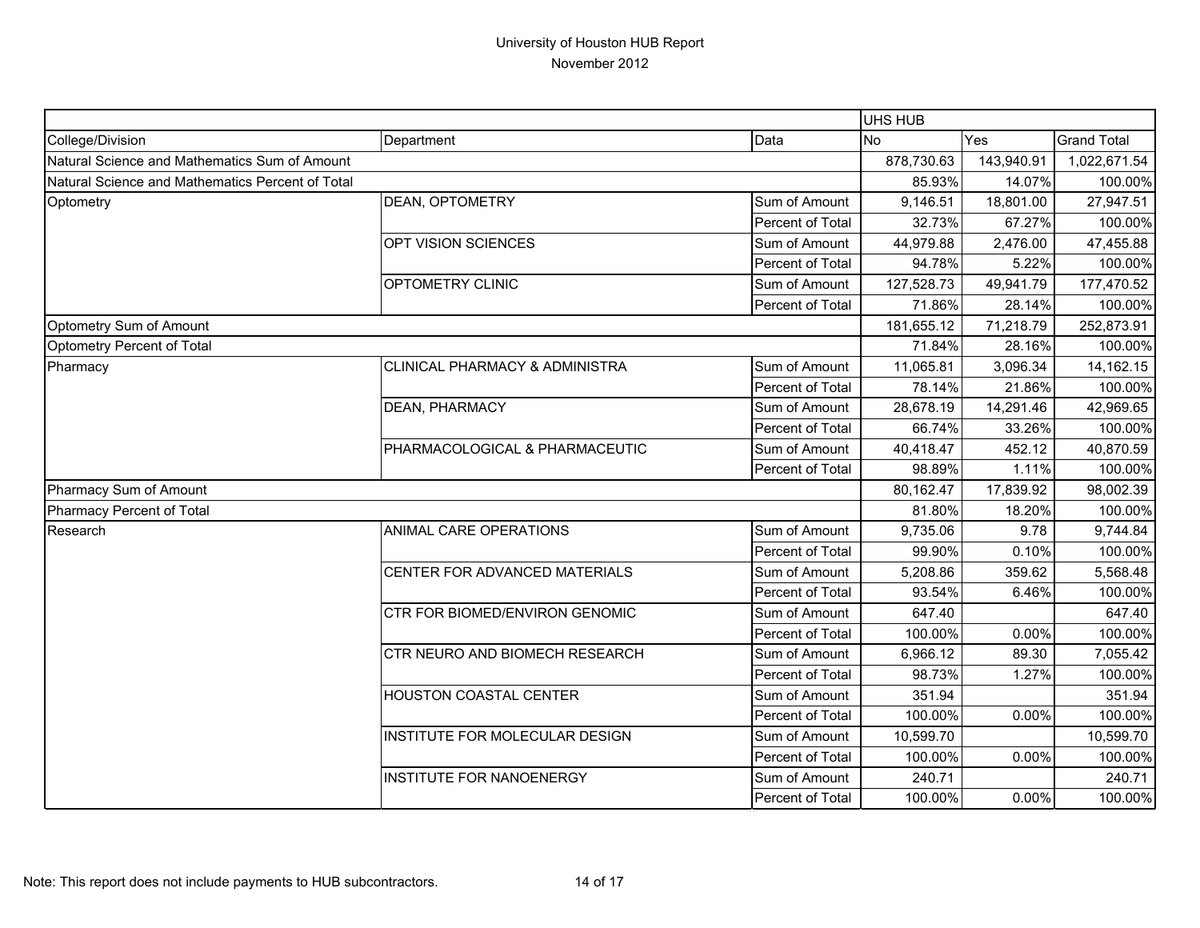University of Houston HUB Report
November 2012

| | | | UHS HUB | | |
|---|---|---|---|---|---|
| College/Division | Department | Data | No | Yes | Grand Total |
| Natural Science and Mathematics Sum of Amount | | | 878,730.63 | 143,940.91 | 1,022,671.54 |
| Natural Science and Mathematics Percent of Total | | | 85.93% | 14.07% | 100.00% |
| Optometry | DEAN, OPTOMETRY | Sum of Amount | 9,146.51 | 18,801.00 | 27,947.51 |
| | | Percent of Total | 32.73% | 67.27% | 100.00% |
| | OPT VISION SCIENCES | Sum of Amount | 44,979.88 | 2,476.00 | 47,455.88 |
| | | Percent of Total | 94.78% | 5.22% | 100.00% |
| | OPTOMETRY CLINIC | Sum of Amount | 127,528.73 | 49,941.79 | 177,470.52 |
| | | Percent of Total | 71.86% | 28.14% | 100.00% |
| Optometry Sum of Amount | | | 181,655.12 | 71,218.79 | 252,873.91 |
| Optometry Percent of Total | | | 71.84% | 28.16% | 100.00% |
| Pharmacy | CLINICAL PHARMACY & ADMINISTRA | Sum of Amount | 11,065.81 | 3,096.34 | 14,162.15 |
| | | Percent of Total | 78.14% | 21.86% | 100.00% |
| | DEAN, PHARMACY | Sum of Amount | 28,678.19 | 14,291.46 | 42,969.65 |
| | | Percent of Total | 66.74% | 33.26% | 100.00% |
| | PHARMACOLOGICAL & PHARMACEUTIC | Sum of Amount | 40,418.47 | 452.12 | 40,870.59 |
| | | Percent of Total | 98.89% | 1.11% | 100.00% |
| Pharmacy Sum of Amount | | | 80,162.47 | 17,839.92 | 98,002.39 |
| Pharmacy Percent of Total | | | 81.80% | 18.20% | 100.00% |
| Research | ANIMAL CARE OPERATIONS | Sum of Amount | 9,735.06 | 9.78 | 9,744.84 |
| | | Percent of Total | 99.90% | 0.10% | 100.00% |
| | CENTER FOR ADVANCED MATERIALS | Sum of Amount | 5,208.86 | 359.62 | 5,568.48 |
| | | Percent of Total | 93.54% | 6.46% | 100.00% |
| | CTR FOR BIOMED/ENVIRON GENOMIC | Sum of Amount | 647.40 | | 647.40 |
| | | Percent of Total | 100.00% | 0.00% | 100.00% |
| | CTR NEURO AND BIOMECH RESEARCH | Sum of Amount | 6,966.12 | 89.30 | 7,055.42 |
| | | Percent of Total | 98.73% | 1.27% | 100.00% |
| | HOUSTON COASTAL CENTER | Sum of Amount | 351.94 | | 351.94 |
| | | Percent of Total | 100.00% | 0.00% | 100.00% |
| | INSTITUTE FOR MOLECULAR DESIGN | Sum of Amount | 10,599.70 | | 10,599.70 |
| | | Percent of Total | 100.00% | 0.00% | 100.00% |
| | INSTITUTE FOR NANOENERGY | Sum of Amount | 240.71 | | 240.71 |
| | | Percent of Total | 100.00% | 0.00% | 100.00% |

Note: This report does not include payments to HUB subcontractors.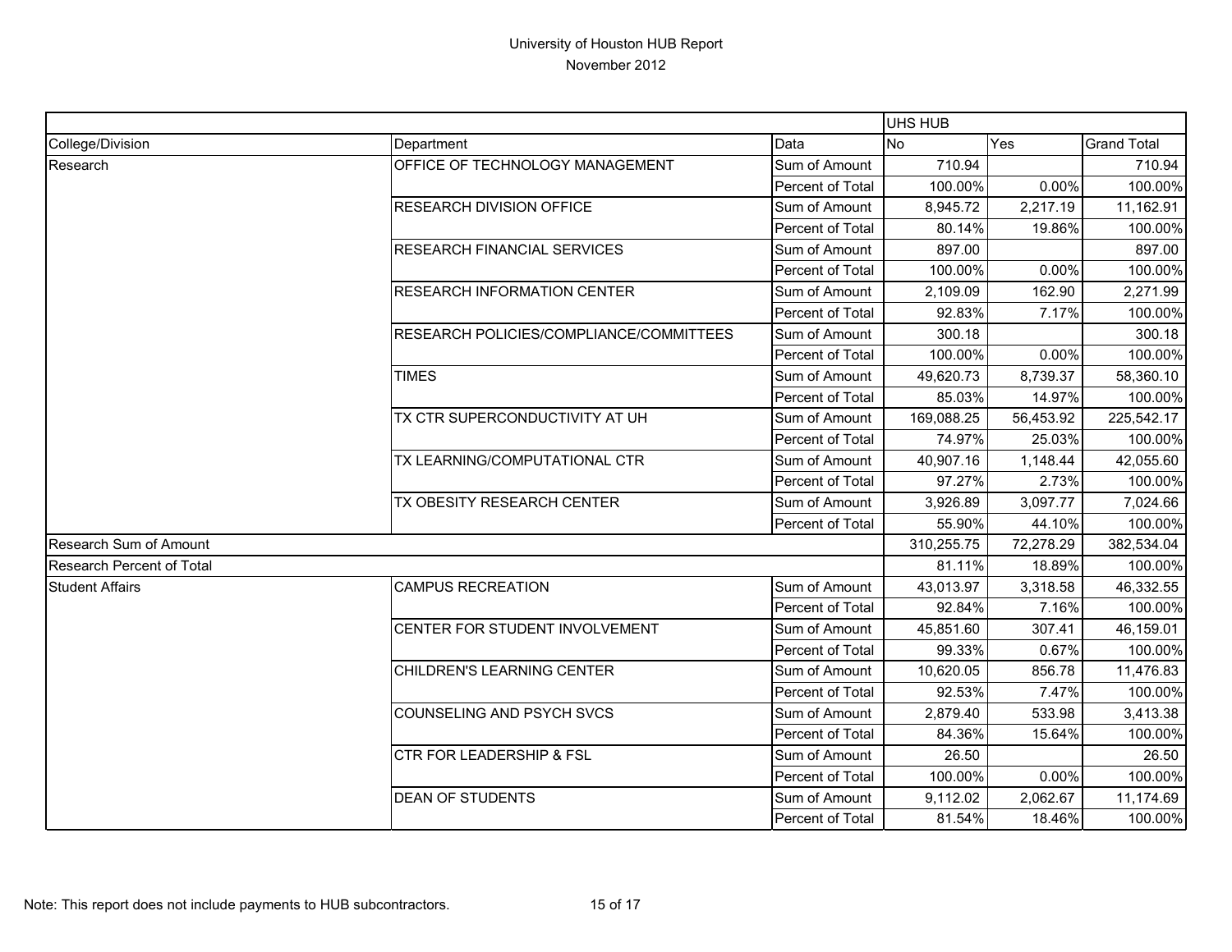# University of Houston HUB Report

November 2012

| | | | UHS HUB | | |
|---|---|---|---|---|---|
| College/Division | Department | Data | No | Yes | Grand Total |
| Research | OFFICE OF TECHNOLOGY MANAGEMENT | Sum of Amount | 710.94 | | 710.94 |
| | | Percent of Total | 100.00% | 0.00% | 100.00% |
| | RESEARCH DIVISION OFFICE | Sum of Amount | 8,945.72 | 2,217.19 | 11,162.91 |
| | | Percent of Total | 80.14% | 19.86% | 100.00% |
| | RESEARCH FINANCIAL SERVICES | Sum of Amount | 897.00 | | 897.00 |
| | | Percent of Total | 100.00% | 0.00% | 100.00% |
| | RESEARCH INFORMATION CENTER | Sum of Amount | 2,109.09 | 162.90 | 2,271.99 |
| | | Percent of Total | 92.83% | 7.17% | 100.00% |
| | RESEARCH POLICIES/COMPLIANCE/COMMITTEES | Sum of Amount | 300.18 | | 300.18 |
| | | Percent of Total | 100.00% | 0.00% | 100.00% |
| | TIMES | Sum of Amount | 49,620.73 | 8,739.37 | 58,360.10 |
| | | Percent of Total | 85.03% | 14.97% | 100.00% |
| | TX CTR SUPERCONDUCTIVITY AT UH | Sum of Amount | 169,088.25 | 56,453.92 | 225,542.17 |
| | | Percent of Total | 74.97% | 25.03% | 100.00% |
| | TX LEARNING/COMPUTATIONAL CTR | Sum of Amount | 40,907.16 | 1,148.44 | 42,055.60 |
| | | Percent of Total | 97.27% | 2.73% | 100.00% |
| | TX OBESITY RESEARCH CENTER | Sum of Amount | 3,926.89 | 3,097.77 | 7,024.66 |
| | | Percent of Total | 55.90% | 44.10% | 100.00% |
| Research Sum of Amount | | | 310,255.75 | 72,278.29 | 382,534.04 |
| Research Percent of Total | | | 81.11% | 18.89% | 100.00% |
| Student Affairs | CAMPUS RECREATION | Sum of Amount | 43,013.97 | 3,318.58 | 46,332.55 |
| | | Percent of Total | 92.84% | 7.16% | 100.00% |
| | CENTER FOR STUDENT INVOLVEMENT | Sum of Amount | 45,851.60 | 307.41 | 46,159.01 |
| | | Percent of Total | 99.33% | 0.67% | 100.00% |
| | CHILDREN'S LEARNING CENTER | Sum of Amount | 10,620.05 | 856.78 | 11,476.83 |
| | | Percent of Total | 92.53% | 7.47% | 100.00% |
| | COUNSELING AND PSYCH SVCS | Sum of Amount | 2,879.40 | 533.98 | 3,413.38 |
| | | Percent of Total | 84.36% | 15.64% | 100.00% |
| | CTR FOR LEADERSHIP & FSL | Sum of Amount | 26.50 | | 26.50 |
| | | Percent of Total | 100.00% | 0.00% | 100.00% |
| | DEAN OF STUDENTS | Sum of Amount | 9,112.02 | 2,062.67 | 11,174.69 |
| | | Percent of Total | 81.54% | 18.46% | 100.00% |

Note: This report does not include payments to HUB subcontractors.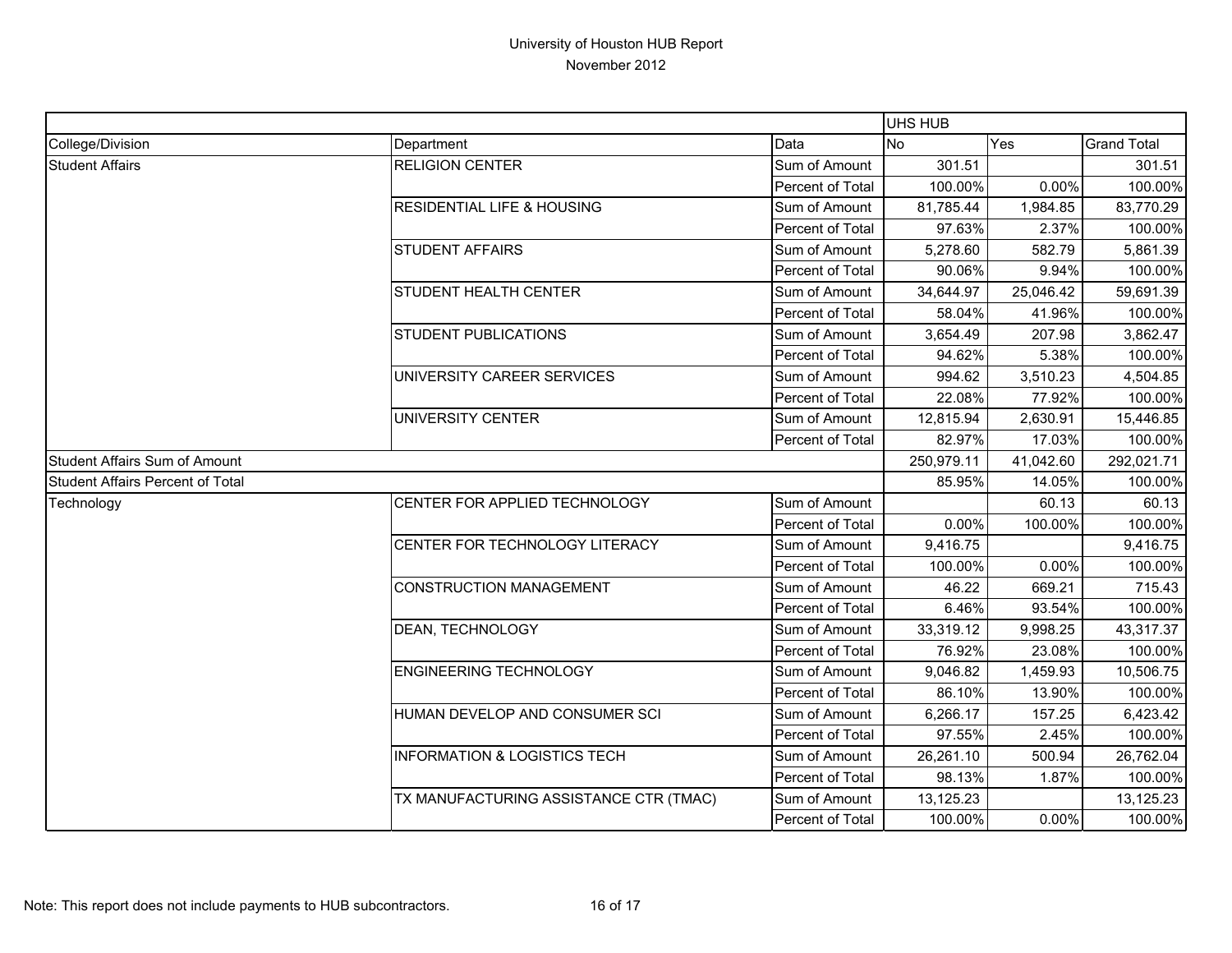# University of Houston HUB Report

November 2012

| | | | UHS HUB | | |
|---|---|---|---|---|---|
| College/Division | Department | Data | No | Yes | Grand Total |
| Student Affairs | RELIGION CENTER | Sum of Amount | 301.51 | | 301.51 |
| | | Percent of Total | 100.00% | 0.00% | 100.00% |
| | RESIDENTIAL LIFE & HOUSING | Sum of Amount | 81,785.44 | 1,984.85 | 83,770.29 |
| | | Percent of Total | 97.63% | 2.37% | 100.00% |
| | STUDENT AFFAIRS | Sum of Amount | 5,278.60 | 582.79 | 5,861.39 |
| | | Percent of Total | 90.06% | 9.94% | 100.00% |
| | STUDENT HEALTH CENTER | Sum of Amount | 34,644.97 | 25,046.42 | 59,691.39 |
| | | Percent of Total | 58.04% | 41.96% | 100.00% |
| | STUDENT PUBLICATIONS | Sum of Amount | 3,654.49 | 207.98 | 3,862.47 |
| | | Percent of Total | 94.62% | 5.38% | 100.00% |
| | UNIVERSITY CAREER SERVICES | Sum of Amount | 994.62 | 3,510.23 | 4,504.85 |
| | | Percent of Total | 22.08% | 77.92% | 100.00% |
| | UNIVERSITY CENTER | Sum of Amount | 12,815.94 | 2,630.91 | 15,446.85 |
| | | Percent of Total | 82.97% | 17.03% | 100.00% |
| Student Affairs Sum of Amount | | | 250,979.11 | 41,042.60 | 292,021.71 |
| Student Affairs Percent of Total | | | 85.95% | 14.05% | 100.00% |
| Technology | CENTER FOR APPLIED TECHNOLOGY | Sum of Amount | | 60.13 | 60.13 |
| | | Percent of Total | 0.00% | 100.00% | 100.00% |
| | CENTER FOR TECHNOLOGY LITERACY | Sum of Amount | 9,416.75 | | 9,416.75 |
| | | Percent of Total | 100.00% | 0.00% | 100.00% |
| | CONSTRUCTION MANAGEMENT | Sum of Amount | 46.22 | 669.21 | 715.43 |
| | | Percent of Total | 6.46% | 93.54% | 100.00% |
| | DEAN, TECHNOLOGY | Sum of Amount | 33,319.12 | 9,998.25 | 43,317.37 |
| | | Percent of Total | 76.92% | 23.08% | 100.00% |
| | ENGINEERING TECHNOLOGY | Sum of Amount | 9,046.82 | 1,459.93 | 10,506.75 |
| | | Percent of Total | 86.10% | 13.90% | 100.00% |
| | HUMAN DEVELOP AND CONSUMER SCI | Sum of Amount | 6,266.17 | 157.25 | 6,423.42 |
| | | Percent of Total | 97.55% | 2.45% | 100.00% |
| | INFORMATION & LOGISTICS TECH | Sum of Amount | 26,261.10 | 500.94 | 26,762.04 |
| | | Percent of Total | 98.13% | 1.87% | 100.00% |
| | TX MANUFACTURING ASSISTANCE CTR (TMAC) | Sum of Amount | 13,125.23 | | 13,125.23 |
| | | Percent of Total | 100.00% | 0.00% | 100.00% |

Note: This report does not include payments to HUB subcontractors.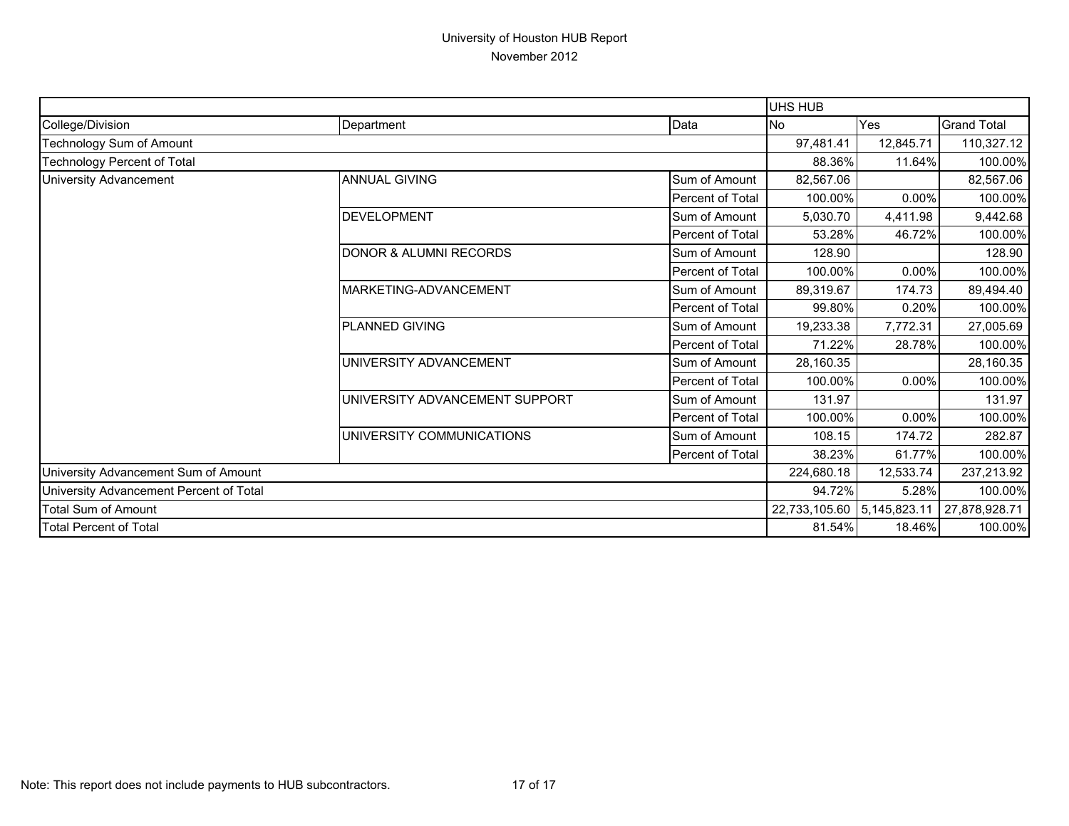University of Houston HUB Report

November 2012

| | | | UHS HUB | | |
|---|---|---|---|---|---|
| College/Division | Department | Data | No | Yes | Grand Total |
| Technology Sum of Amount | | | 97,481.41 | 12,845.71 | 110,327.12 |
| Technology Percent of Total | | | 88.36% | 11.64% | 100.00% |
| University Advancement | ANNUAL GIVING | Sum of Amount | 82,567.06 | | 82,567.06 |
| | | Percent of Total | 100.00% | 0.00% | 100.00% |
| | DEVELOPMENT | Sum of Amount | 5,030.70 | 4,411.98 | 9,442.68 |
| | | Percent of Total | 53.28% | 46.72% | 100.00% |
| | DONOR & ALUMNI RECORDS | Sum of Amount | 128.90 | | 128.90 |
| | | Percent of Total | 100.00% | 0.00% | 100.00% |
| | MARKETING-ADVANCEMENT | Sum of Amount | 89,319.67 | 174.73 | 89,494.40 |
| | | Percent of Total | 99.80% | 0.20% | 100.00% |
| | PLANNED GIVING | Sum of Amount | 19,233.38 | 7,772.31 | 27,005.69 |
| | | Percent of Total | 71.22% | 28.78% | 100.00% |
| | UNIVERSITY ADVANCEMENT | Sum of Amount | 28,160.35 | | 28,160.35 |
| | | Percent of Total | 100.00% | 0.00% | 100.00% |
| | UNIVERSITY ADVANCEMENT SUPPORT | Sum of Amount | 131.97 | | 131.97 |
| | | Percent of Total | 100.00% | 0.00% | 100.00% |
| | UNIVERSITY COMMUNICATIONS | Sum of Amount | 108.15 | 174.72 | 282.87 |
| | | Percent of Total | 38.23% | 61.77% | 100.00% |
| University Advancement Sum of Amount | | | 224,680.18 | 12,533.74 | 237,213.92 |
| University Advancement Percent of Total | | | 94.72% | 5.28% | 100.00% |
| Total Sum of Amount | | | 22,733,105.60 | 5,145,823.11 | 27,878,928.71 |
| Total Percent of Total | | | 81.54% | 18.46% | 100.00% |

Note: This report does not include payments to HUB subcontractors.